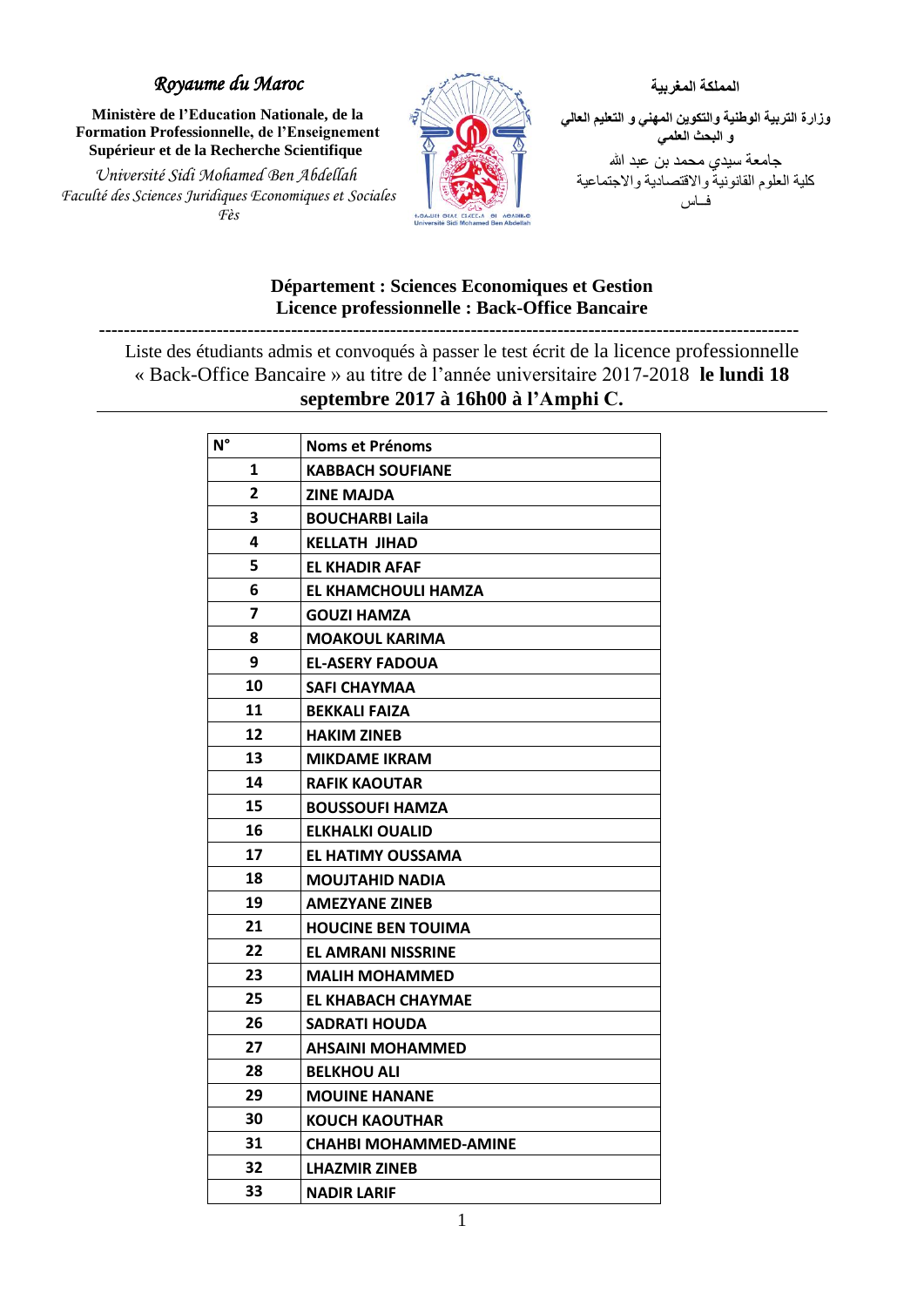*Royaume du Maroc*

**Ministère de l'Education Nationale, de la Formation Professionnelle, de l'Enseignement Supérieur et de la Recherche Scientifique**

*Université Sidi Mohamed Ben Abdellah*
*Faculté des Sciences Juridiques Economiques et Sociales*
*Fès*

**المملكة المغربية**

**وزارة التربية الوطنية والتكوين المهني و التعليم العالي و البحث العلمي**

جامعة سيدي محمد بن عبد الله
كلية العلوم القانونية والاقتصادية والاجتماعية
فــاس

**Département : Sciences Economiques et Gestion**
**Licence professionnelle : Back-Office Bancaire**

---

Liste des étudiants admis et convoqués à passer le test écrit de la licence professionnelle « Back-Office Bancaire » au titre de l'année universitaire 2017-2018 **le lundi 18 septembre 2017 à 16h00 à l'Amphi C.**

| N° | Noms et Prénoms |
|---|---|
| 1 | KABBACH SOUFIANE |
| 2 | ZINE MAJDA |
| 3 | BOUCHARBI Laila |
| 4 | KELLATH JIHAD |
| 5 | EL KHADIR AFAF |
| 6 | EL KHAMCHOULI HAMZA |
| 7 | GOUZI HAMZA |
| 8 | MOAKOUL KARIMA |
| 9 | EL-ASERY FADOUA |
| 10 | SAFI CHAYMAA |
| 11 | BEKKALI FAIZA |
| 12 | HAKIM ZINEB |
| 13 | MIKDAME IKRAM |
| 14 | RAFIK KAOUTAR |
| 15 | BOUSSOUFI HAMZA |
| 16 | ELKHALKI OUALID |
| 17 | EL HATIMY OUSSAMA |
| 18 | MOUJTAHID NADIA |
| 19 | AMEZYANE ZINEB |
| 21 | HOUCINE BEN TOUIMA |
| 22 | EL AMRANI NISSRINE |
| 23 | MALIH MOHAMMED |
| 25 | EL KHABACH CHAYMAE |
| 26 | SADRATI HOUDA |
| 27 | AHSAINI MOHAMMED |
| 28 | BELKHOU ALI |
| 29 | MOUINE HANANE |
| 30 | KOUCH KAOUTHAR |
| 31 | CHAHBI MOHAMMED-AMINE |
| 32 | LHAZMIR ZINEB |
| 33 | NADIR LARIF |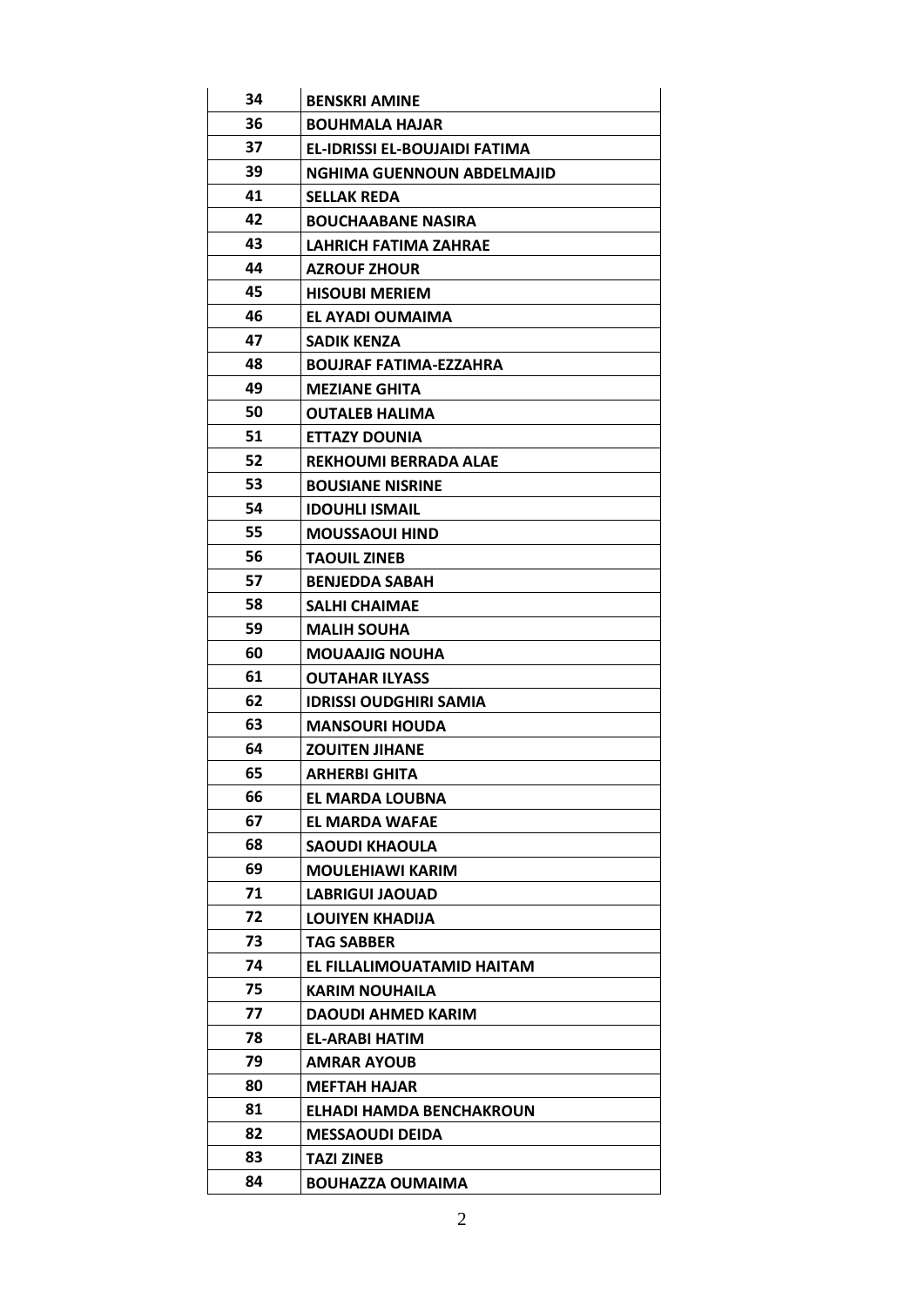| | |
|---|---|
| 34 | BENSKRI AMINE |
| 36 | BOUHMALA HAJAR |
| 37 | EL-IDRISSI EL-BOUJAIDI FATIMA |
| 39 | NGHIMA GUENNOUN ABDELMAJID |
| 41 | SELLAK REDA |
| 42 | BOUCHAABANE NASIRA |
| 43 | LAHRICH FATIMA ZAHRAE |
| 44 | AZROUF ZHOUR |
| 45 | HISOUBI MERIEM |
| 46 | EL AYADI OUMAIMA |
| 47 | SADIK KENZA |
| 48 | BOUJRAF FATIMA-EZZAHRA |
| 49 | MEZIANE GHITA |
| 50 | OUTALEB HALIMA |
| 51 | ETTAZY DOUNIA |
| 52 | REKHOUMI BERRADA ALAE |
| 53 | BOUSIANE NISRINE |
| 54 | IDOUHLI ISMAIL |
| 55 | MOUSSAOUI HIND |
| 56 | TAOUIL ZINEB |
| 57 | BENJEDDA SABAH |
| 58 | SALHI CHAIMAE |
| 59 | MALIH SOUHA |
| 60 | MOUAAJIG NOUHA |
| 61 | OUTAHAR ILYASS |
| 62 | IDRISSI OUDGHIRI SAMIA |
| 63 | MANSOURI HOUDA |
| 64 | ZOUITEN JIHANE |
| 65 | ARHERBI GHITA |
| 66 | EL MARDA LOUBNA |
| 67 | EL MARDA WAFAE |
| 68 | SAOUDI KHAOULA |
| 69 | MOULEHIAWI KARIM |
| 71 | LABRIGUI JAOUAD |
| 72 | LOUIYEN KHADIJA |
| 73 | TAG SABBER |
| 74 | EL FILLALIMOUATAMID HAITAM |
| 75 | KARIM NOUHAILA |
| 77 | DAOUDI AHMED KARIM |
| 78 | EL-ARABI HATIM |
| 79 | AMRAR AYOUB |
| 80 | MEFTAH HAJAR |
| 81 | ELHADI HAMDA BENCHAKROUN |
| 82 | MESSAOUDI DEIDA |
| 83 | TAZI ZINEB |
| 84 | BOUHAZZA OUMAIMA |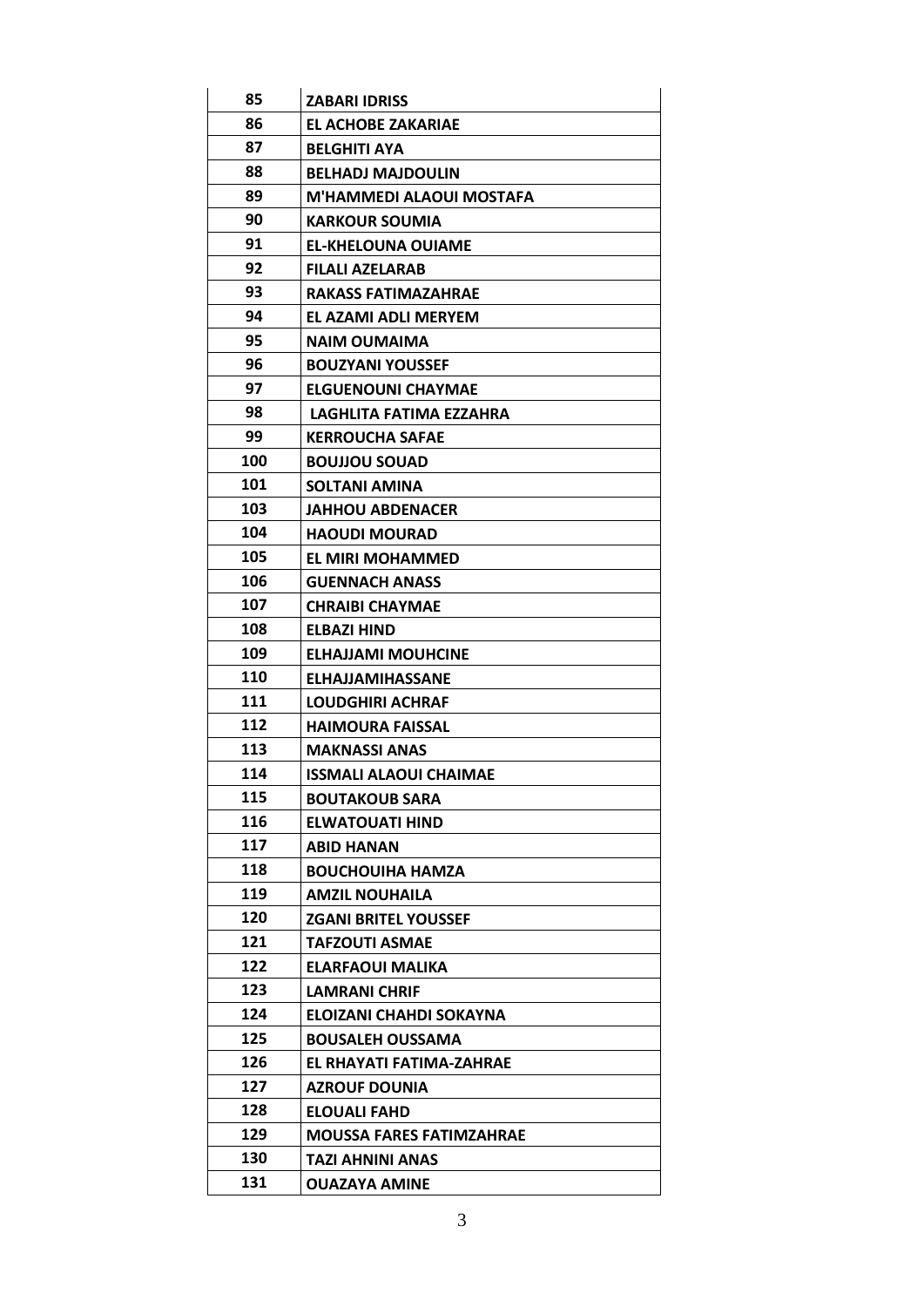| 85 | ZABARI IDRISS |
|---|---|
| 86 | EL ACHOBE ZAKARIAE |
| 87 | BELGHITI AYA |
| 88 | BELHADJ MAJDOULIN |
| 89 | M'HAMMEDI ALAOUI MOSTAFA |
| 90 | KARKOUR SOUMIA |
| 91 | EL-KHELOUNA OUIAME |
| 92 | FILALI AZELARAB |
| 93 | RAKASS FATIMAZAHRAE |
| 94 | EL AZAMI ADLI MERYEM |
| 95 | NAIM OUMAIMA |
| 96 | BOUZYANI YOUSSEF |
| 97 | ELGUENOUNI CHAYMAE |
| 98 | LAGHLITA FATIMA EZZAHRA |
| 99 | KERROUCHA SAFAE |
| 100 | BOUJJOU SOUAD |
| 101 | SOLTANI AMINA |
| 103 | JAHHOU ABDENACER |
| 104 | HAOUDI MOURAD |
| 105 | EL MIRI MOHAMMED |
| 106 | GUENNACH ANASS |
| 107 | CHRAIBI CHAYMAE |
| 108 | ELBAZI HIND |
| 109 | ELHAJJAMI MOUHCINE |
| 110 | ELHAJJAMIHASSANE |
| 111 | LOUDGHIRI ACHRAF |
| 112 | HAIMOURA FAISSAL |
| 113 | MAKNASSI ANAS |
| 114 | ISSMALI ALAOUI CHAIMAE |
| 115 | BOUTAKOUB SARA |
| 116 | ELWATOUATI HIND |
| 117 | ABID HANAN |
| 118 | BOUCHOUIHA HAMZA |
| 119 | AMZIL NOUHAILA |
| 120 | ZGANI BRITEL YOUSSEF |
| 121 | TAFZOUTI ASMAE |
| 122 | ELARFAOUI MALIKA |
| 123 | LAMRANI CHRIF |
| 124 | ELOIZANI CHAHDI SOKAYNA |
| 125 | BOUSALEH OUSSAMA |
| 126 | EL RHAYATI FATIMA-ZAHRAE |
| 127 | AZROUF DOUNIA |
| 128 | ELOUALI FAHD |
| 129 | MOUSSA FARES FATIMZAHRAE |
| 130 | TAZI AHNINI ANAS |
| 131 | OUAZAYA AMINE |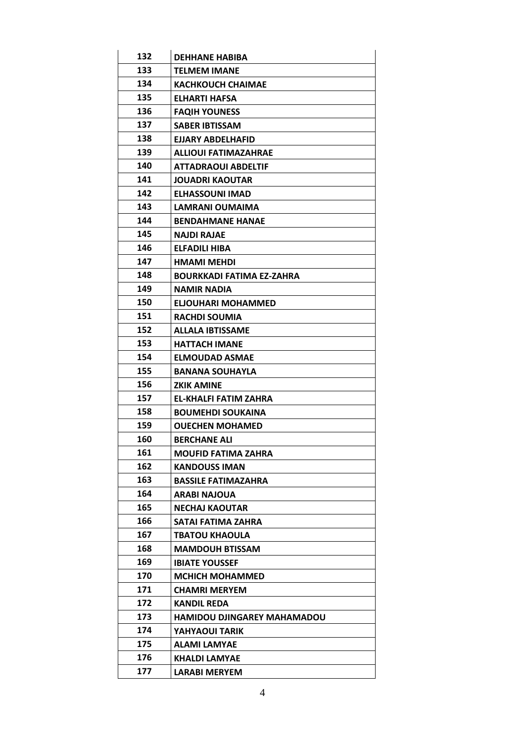| 132 | DEHHANE HABIBA |
|---|---|
| 133 | TELMEM IMANE |
| 134 | KACHKOUCH CHAIMAE |
| 135 | ELHARTI HAFSA |
| 136 | FAQIH YOUNESS |
| 137 | SABER IBTISSAM |
| 138 | EJJARY ABDELHAFID |
| 139 | ALLIOUI FATIMAZAHRAE |
| 140 | ATTADRAOUI ABDELTIF |
| 141 | JOUADRI KAOUTAR |
| 142 | ELHASSOUNI IMAD |
| 143 | LAMRANI OUMAIMA |
| 144 | BENDAHMANE HANAE |
| 145 | NAJDI RAJAE |
| 146 | ELFADILI HIBA |
| 147 | HMAMI MEHDI |
| 148 | BOURKKADI FATIMA EZ-ZAHRA |
| 149 | NAMIR NADIA |
| 150 | ELJOUHARI MOHAMMED |
| 151 | RACHDI SOUMIA |
| 152 | ALLALA IBTISSAME |
| 153 | HATTACH IMANE |
| 154 | ELMOUDAD ASMAE |
| 155 | BANANA SOUHAYLA |
| 156 | ZKIK AMINE |
| 157 | EL-KHALFI FATIM ZAHRA |
| 158 | BOUMEHDI SOUKAINA |
| 159 | OUECHEN MOHAMED |
| 160 | BERCHANE ALI |
| 161 | MOUFID FATIMA ZAHRA |
| 162 | KANDOUSS IMAN |
| 163 | BASSILE FATIMAZAHRA |
| 164 | ARABI NAJOUA |
| 165 | NECHAJ KAOUTAR |
| 166 | SATAI FATIMA ZAHRA |
| 167 | TBATOU KHAOULA |
| 168 | MAMDOUH BTISSAM |
| 169 | IBIATE YOUSSEF |
| 170 | MCHICH MOHAMMED |
| 171 | CHAMRI MERYEM |
| 172 | KANDIL REDA |
| 173 | HAMIDOU DJINGAREY MAHAMADOU |
| 174 | YAHYAOUI TARIK |
| 175 | ALAMI LAMYAE |
| 176 | KHALDI LAMYAE |
| 177 | LARABI MERYEM |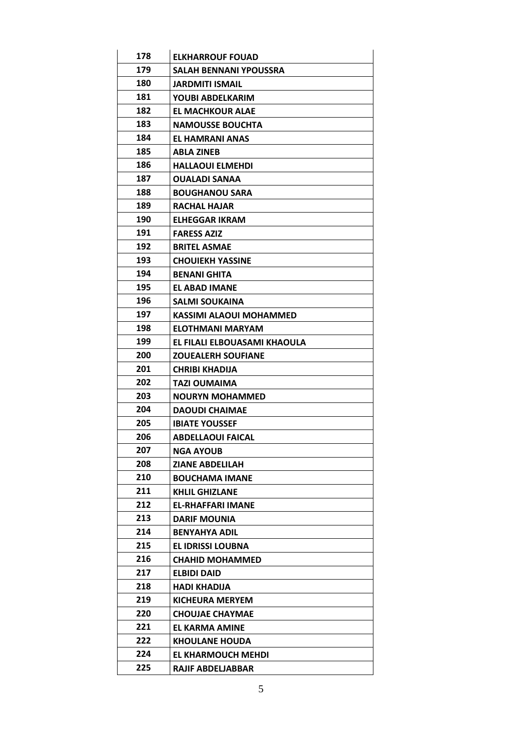| | |
|---|---|
| 178 | ELKHARROUF FOUAD |
| 179 | SALAH BENNANI YPOUSSRA |
| 180 | JARDMITI ISMAIL |
| 181 | YOUBI ABDELKARIM |
| 182 | EL MACHKOUR ALAE |
| 183 | NAMOUSSE BOUCHTA |
| 184 | EL HAMRANI ANAS |
| 185 | ABLA ZINEB |
| 186 | HALLAOUI ELMEHDI |
| 187 | OUALADI SANAA |
| 188 | BOUGHANOU SARA |
| 189 | RACHAL HAJAR |
| 190 | ELHEGGAR IKRAM |
| 191 | FARESS AZIZ |
| 192 | BRITEL ASMAE |
| 193 | CHOUIEKH YASSINE |
| 194 | BENANI GHITA |
| 195 | EL ABAD IMANE |
| 196 | SALMI SOUKAINA |
| 197 | KASSIMI ALAOUI MOHAMMED |
| 198 | ELOTHMANI MARYAM |
| 199 | EL FILALI ELBOUASAMI KHAOULA |
| 200 | ZOUEALERH SOUFIANE |
| 201 | CHRIBI KHADIJA |
| 202 | TAZI OUMAIMA |
| 203 | NOURYN MOHAMMED |
| 204 | DAOUDI CHAIMAE |
| 205 | IBIATE YOUSSEF |
| 206 | ABDELLAOUI FAICAL |
| 207 | NGA AYOUB |
| 208 | ZIANE ABDELILAH |
| 210 | BOUCHAMA IMANE |
| 211 | KHLIL GHIZLANE |
| 212 | EL-RHAFFARI IMANE |
| 213 | DARIF MOUNIA |
| 214 | BENYAHYA ADIL |
| 215 | EL IDRISSI LOUBNA |
| 216 | CHAHID MOHAMMED |
| 217 | ELBIDI DAID |
| 218 | HADI KHADIJA |
| 219 | KICHEURA MERYEM |
| 220 | CHOUJAE CHAYMAE |
| 221 | EL KARMA AMINE |
| 222 | KHOULANE HOUDA |
| 224 | EL KHARMOUCH MEHDI |
| 225 | RAJIF ABDELJABBAR |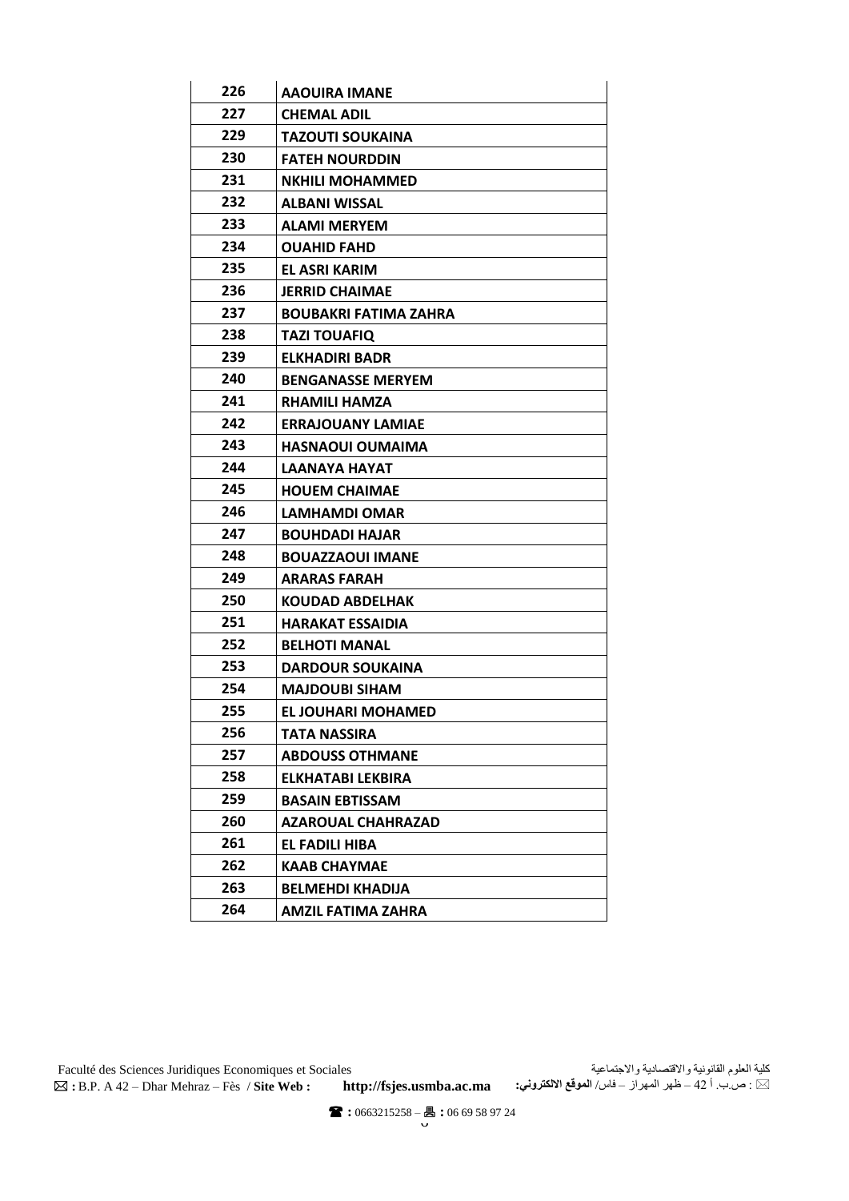| | |
|---|---|
| 226 | AAOUIRA IMANE |
| 227 | CHEMAL ADIL |
| 229 | TAZOUTI SOUKAINA |
| 230 | FATEH NOURDDIN |
| 231 | NKHILI MOHAMMED |
| 232 | ALBANI WISSAL |
| 233 | ALAMI MERYEM |
| 234 | OUAHID FAHD |
| 235 | EL ASRI KARIM |
| 236 | JERRID CHAIMAE |
| 237 | BOUBAKRI FATIMA ZAHRA |
| 238 | TAZI TOUAFIQ |
| 239 | ELKHADIRI BADR |
| 240 | BENGANASSE MERYEM |
| 241 | RHAMILI HAMZA |
| 242 | ERRAJOUANY LAMIAE |
| 243 | HASNAOUI OUMAIMA |
| 244 | LAANAYA HAYAT |
| 245 | HOUEM CHAIMAE |
| 246 | LAMHAMDI OMAR |
| 247 | BOUHDADI HAJAR |
| 248 | BOUAZZAOUI IMANE |
| 249 | ARARAS FARAH |
| 250 | KOUDAD ABDELHAK |
| 251 | HARAKAT ESSAIDIA |
| 252 | BELHOTI MANAL |
| 253 | DARDOUR SOUKAINA |
| 254 | MAJDOUBI SIHAM |
| 255 | EL JOUHARI MOHAMED |
| 256 | TATA NASSIRA |
| 257 | ABDOUSS OTHMANE |
| 258 | ELKHATABI LEKBIRA |
| 259 | BASAIN EBTISSAM |
| 260 | AZAROUAL CHAHRAZAD |
| 261 | EL FADILI HIBA |
| 262 | KAAB CHAYMAE |
| 263 | BELMEHDI KHADIJA |
| 264 | AMZIL FATIMA ZAHRA |